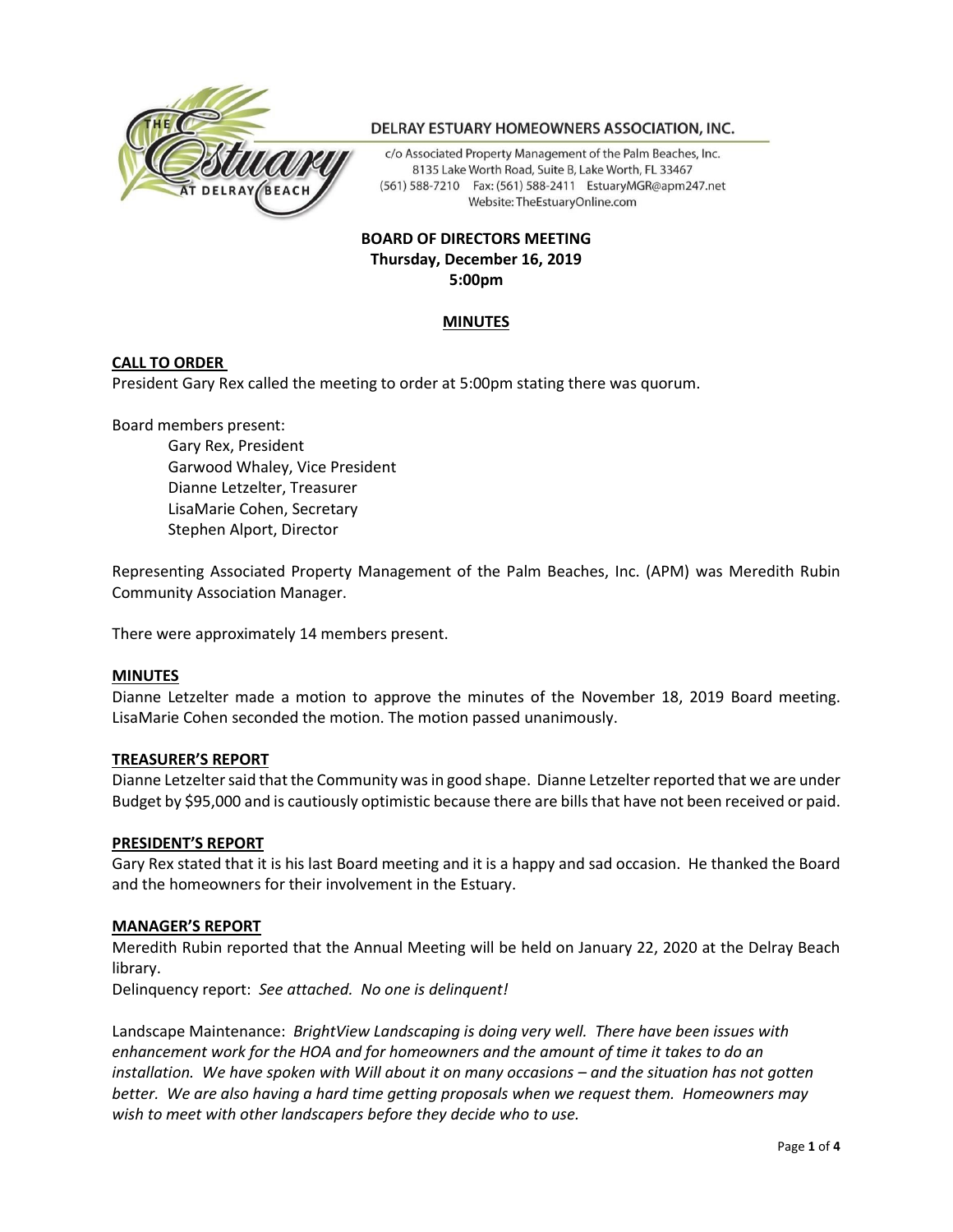## DELRAY ESTUARY HOMEOWNERS ASSOCIATION, INC.

c/o Associated Property Management of the Palm Beaches, Inc.
8135 Lake Worth Road, Suite B, Lake Worth, FL 33467
(561) 588-7210 Fax: (561) 588-2411 EstuaryMGR@apm247.net
Website: TheEstuaryOnline.com

**BOARD OF DIRECTORS MEETING**
**Thursday, December 16, 2019**
**5:00pm**

**MINUTES**

**CALL TO ORDER**

President Gary Rex called the meeting to order at 5:00pm stating there was quorum.

Board members present:

- Gary Rex, President
- Garwood Whaley, Vice President
- Dianne Letzelter, Treasurer
- LisaMarie Cohen, Secretary
- Stephen Alport, Director

Representing Associated Property Management of the Palm Beaches, Inc. (APM) was Meredith Rubin Community Association Manager.

There were approximately 14 members present.

**MINUTES**

Dianne Letzelter made a motion to approve the minutes of the November 18, 2019 Board meeting. LisaMarie Cohen seconded the motion. The motion passed unanimously.

**TREASURER'S REPORT**

Dianne Letzelter said that the Community was in good shape. Dianne Letzelter reported that we are under Budget by $95,000 and is cautiously optimistic because there are bills that have not been received or paid.

**PRESIDENT'S REPORT**

Gary Rex stated that it is his last Board meeting and it is a happy and sad occasion. He thanked the Board and the homeowners for their involvement in the Estuary.

**MANAGER'S REPORT**

Meredith Rubin reported that the Annual Meeting will be held on January 22, 2020 at the Delray Beach library.

Delinquency report: *See attached. No one is delinquent!*

Landscape Maintenance: *BrightView Landscaping is doing very well. There have been issues with enhancement work for the HOA and for homeowners and the amount of time it takes to do an installation. We have spoken with Will about it on many occasions – and the situation has not gotten better. We are also having a hard time getting proposals when we request them. Homeowners may wish to meet with other landscapers before they decide who to use.*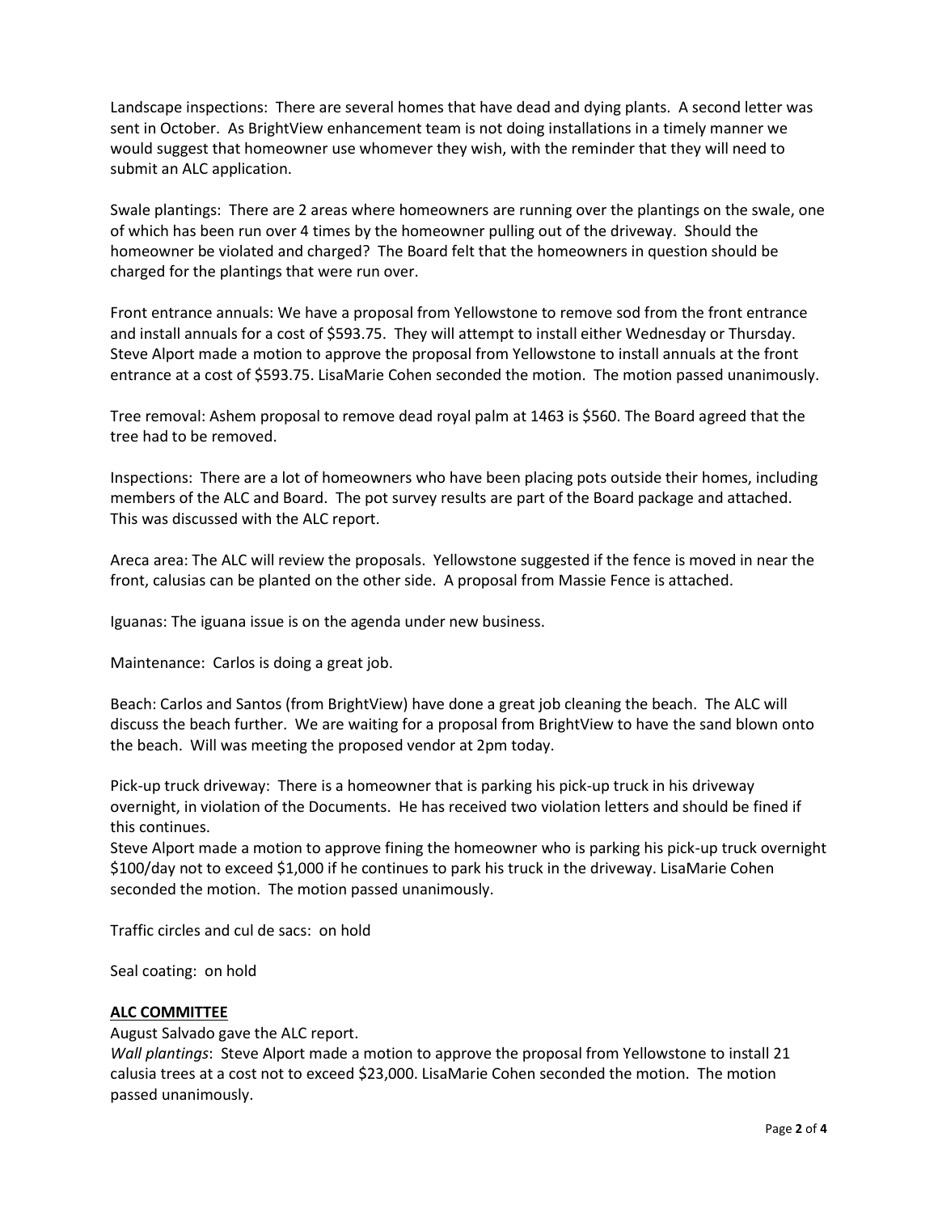Landscape inspections: There are several homes that have dead and dying plants. A second letter was sent in October. As BrightView enhancement team is not doing installations in a timely manner we would suggest that homeowner use whomever they wish, with the reminder that they will need to submit an ALC application.

Swale plantings: There are 2 areas where homeowners are running over the plantings on the swale, one of which has been run over 4 times by the homeowner pulling out of the driveway. Should the homeowner be violated and charged? The Board felt that the homeowners in question should be charged for the plantings that were run over.

Front entrance annuals: We have a proposal from Yellowstone to remove sod from the front entrance and install annuals for a cost of $593.75. They will attempt to install either Wednesday or Thursday. Steve Alport made a motion to approve the proposal from Yellowstone to install annuals at the front entrance at a cost of $593.75. LisaMarie Cohen seconded the motion. The motion passed unanimously.

Tree removal: Ashem proposal to remove dead royal palm at 1463 is $560. The Board agreed that the tree had to be removed.

Inspections: There are a lot of homeowners who have been placing pots outside their homes, including members of the ALC and Board. The pot survey results are part of the Board package and attached. This was discussed with the ALC report.

Areca area: The ALC will review the proposals. Yellowstone suggested if the fence is moved in near the front, calusias can be planted on the other side. A proposal from Massie Fence is attached.

Iguanas: The iguana issue is on the agenda under new business.

Maintenance: Carlos is doing a great job.

Beach: Carlos and Santos (from BrightView) have done a great job cleaning the beach. The ALC will discuss the beach further. We are waiting for a proposal from BrightView to have the sand blown onto the beach. Will was meeting the proposed vendor at 2pm today.

Pick-up truck driveway: There is a homeowner that is parking his pick-up truck in his driveway overnight, in violation of the Documents. He has received two violation letters and should be fined if this continues.
Steve Alport made a motion to approve fining the homeowner who is parking his pick-up truck overnight $100/day not to exceed $1,000 if he continues to park his truck in the driveway. LisaMarie Cohen seconded the motion. The motion passed unanimously.

Traffic circles and cul de sacs: on hold

Seal coating: on hold

**ALC COMMITTEE**

August Salvado gave the ALC report.
*Wall plantings*: Steve Alport made a motion to approve the proposal from Yellowstone to install 21 calusia trees at a cost not to exceed $23,000. LisaMarie Cohen seconded the motion. The motion passed unanimously.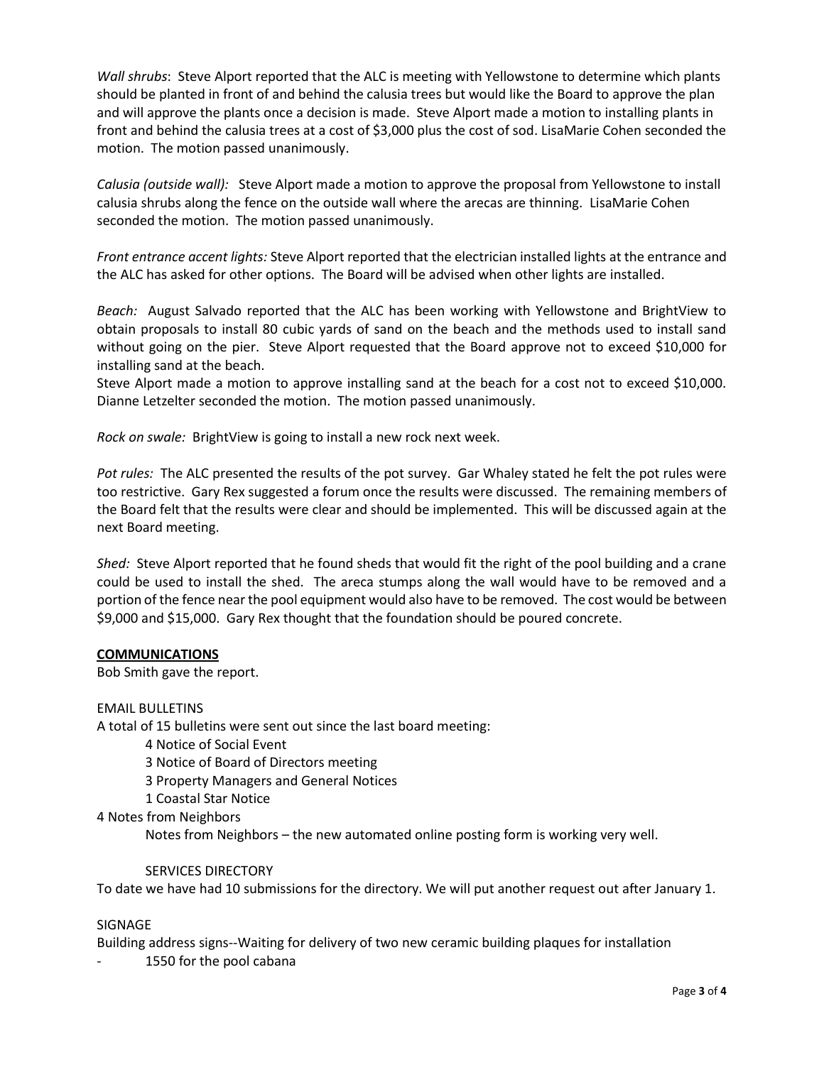*Wall shrubs*: Steve Alport reported that the ALC is meeting with Yellowstone to determine which plants should be planted in front of and behind the calusia trees but would like the Board to approve the plan and will approve the plants once a decision is made. Steve Alport made a motion to installing plants in front and behind the calusia trees at a cost of $3,000 plus the cost of sod. LisaMarie Cohen seconded the motion. The motion passed unanimously.

*Calusia (outside wall):* Steve Alport made a motion to approve the proposal from Yellowstone to install calusia shrubs along the fence on the outside wall where the arecas are thinning. LisaMarie Cohen seconded the motion. The motion passed unanimously.

*Front entrance accent lights:* Steve Alport reported that the electrician installed lights at the entrance and the ALC has asked for other options. The Board will be advised when other lights are installed.

*Beach:* August Salvado reported that the ALC has been working with Yellowstone and BrightView to obtain proposals to install 80 cubic yards of sand on the beach and the methods used to install sand without going on the pier. Steve Alport requested that the Board approve not to exceed $10,000 for installing sand at the beach.

Steve Alport made a motion to approve installing sand at the beach for a cost not to exceed $10,000. Dianne Letzelter seconded the motion. The motion passed unanimously.

*Rock on swale:* BrightView is going to install a new rock next week.

*Pot rules:* The ALC presented the results of the pot survey. Gar Whaley stated he felt the pot rules were too restrictive. Gary Rex suggested a forum once the results were discussed. The remaining members of the Board felt that the results were clear and should be implemented. This will be discussed again at the next Board meeting.

*Shed:* Steve Alport reported that he found sheds that would fit the right of the pool building and a crane could be used to install the shed. The areca stumps along the wall would have to be removed and a portion of the fence near the pool equipment would also have to be removed. The cost would be between $9,000 and $15,000. Gary Rex thought that the foundation should be poured concrete.

## COMMUNICATIONS

Bob Smith gave the report.

EMAIL BULLETINS

A total of 15 bulletins were sent out since the last board meeting:

- 4 Notice of Social Event
- 3 Notice of Board of Directors meeting
- 3 Property Managers and General Notices
- 1 Coastal Star Notice

4 Notes from Neighbors

Notes from Neighbors – the new automated online posting form is working very well.

SERVICES DIRECTORY

To date we have had 10 submissions for the directory. We will put another request out after January 1.

SIGNAGE

Building address signs--Waiting for delivery of two new ceramic building plaques for installation

- 1550 for the pool cabana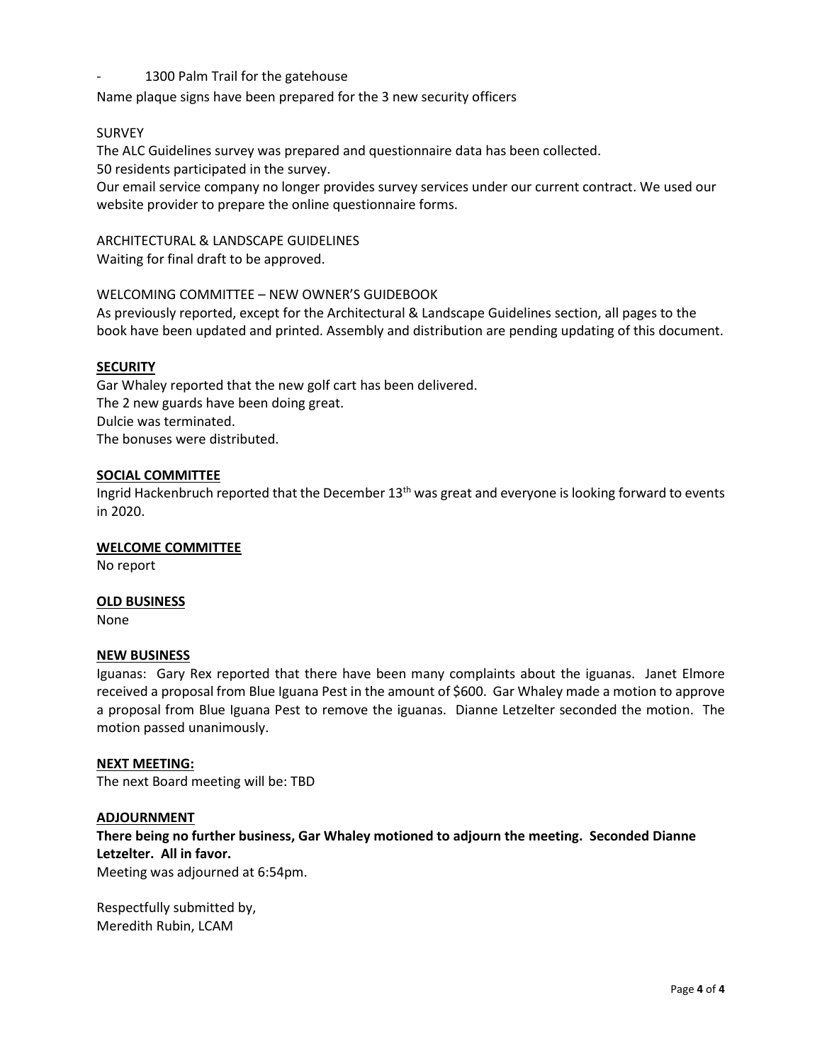- 1300 Palm Trail for the gatehouse

Name plaque signs have been prepared for the 3 new security officers

SURVEY

The ALC Guidelines survey was prepared and questionnaire data has been collected.
50 residents participated in the survey.
Our email service company no longer provides survey services under our current contract. We used our website provider to prepare the online questionnaire forms.

ARCHITECTURAL & LANDSCAPE GUIDELINES

Waiting for final draft to be approved.

WELCOMING COMMITTEE – NEW OWNER'S GUIDEBOOK

As previously reported, except for the Architectural & Landscape Guidelines section, all pages to the book have been updated and printed. Assembly and distribution are pending updating of this document.

**SECURITY**

Gar Whaley reported that the new golf cart has been delivered.
The 2 new guards have been doing great.
Dulcie was terminated.
The bonuses were distributed.

**SOCIAL COMMITTEE**

Ingrid Hackenbruch reported that the December 13th was great and everyone is looking forward to events in 2020.

**WELCOME COMMITTEE**

No report

**OLD BUSINESS**

None

**NEW BUSINESS**

Iguanas: Gary Rex reported that there have been many complaints about the iguanas. Janet Elmore received a proposal from Blue Iguana Pest in the amount of $600. Gar Whaley made a motion to approve a proposal from Blue Iguana Pest to remove the iguanas. Dianne Letzelter seconded the motion. The motion passed unanimously.

**NEXT MEETING:**

The next Board meeting will be: TBD

**ADJOURNMENT**

**There being no further business, Gar Whaley motioned to adjourn the meeting. Seconded Dianne Letzelter. All in favor.**

Meeting was adjourned at 6:54pm.

Respectfully submitted by,
Meredith Rubin, LCAM